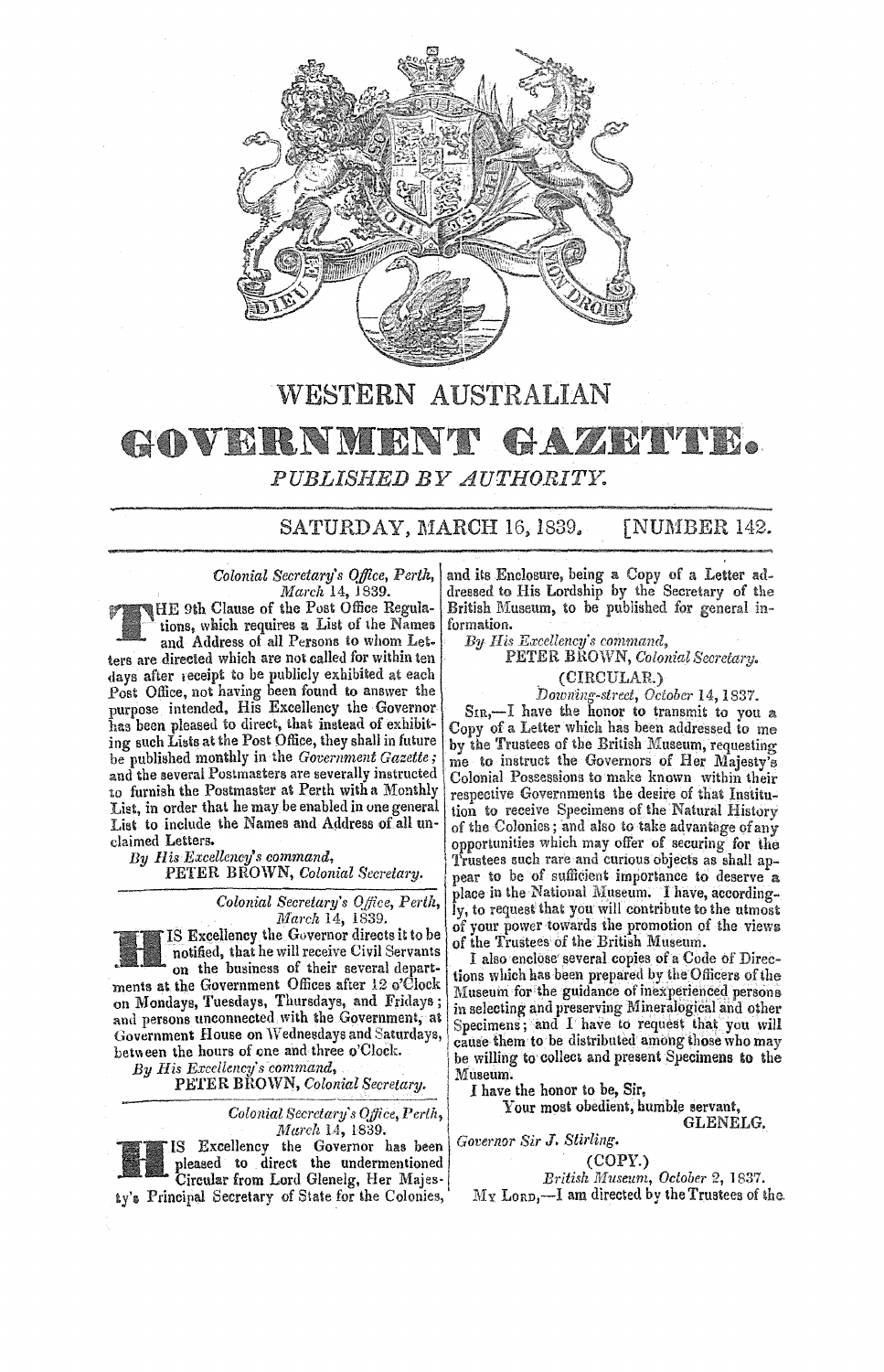# WESTERN AUSTRALIAN

# GOVERNMENT GAZETTE.

*PUBLISHED BY AUTHORITY.*

SATURDAY, MARCH 16, 1839. [NUMBER 142.

---

*Colonial Secretary's Office, Perth,*
*March 14, 1839.*

THE 9th Clause of the Post Office Regulations, which requires a List of the Names and Address of all Persons to whom Letters are directed which are not called for within ten days after receipt to be publicly exhibited at each Post Office, not having been found to answer the purpose intended, His Excellency the Governor has been pleased to direct, that instead of exhibiting such Lists at the Post Office, they shall in future be published monthly in the *Government Gazette;* and the several Postmasters are severally instructed to furnish the Postmaster at Perth with a Monthly List, in order that he may be enabled in one general List to include the Names and Address of all unclaimed Letters.

*By His Excellency's command,*
PETER BROWN, *Colonial Secretary.*

---

*Colonial Secretary's Office, Perth,*
*March 14, 1839.*

HIS Excellency the Governor directs it to be notified, that he will receive Civil Servants on the business of their several departments at the Government Offices after 12 o'Clock on Mondays, Tuesdays, Thursdays, and Fridays; and persons unconnected with the Government, at Government House on Wednesdays and Saturdays, between the hours of one and three o'Clock.

*By His Excellency's command,*
PETER BROWN, *Colonial Secretary.*

---

*Colonial Secretary's Office, Perth,*
*March 14, 1839.*

HIS Excellency the Governor has been pleased to direct the undermentioned Circular from Lord Glenelg, Her Majesty's Principal Secretary of State for the Colonies, and its Enclosure, being a Copy of a Letter addressed to His Lordship by the Secretary of the British Museum, to be published for general information.

*By His Excellency's command,*
PETER BROWN, *Colonial Secretary.*

(CIRCULAR.)

*Downing-street, October* 14, 1837.

SIR,—I have the honor to transmit to you a Copy of a Letter which has been addressed to me by the Trustees of the British Museum, requesting me to instruct the Governors of Her Majesty's Colonial Possessions to make known within their respective Governments the desire of that Institution to receive Specimens of the Natural History of the Colonies; and also to take advantage of any opportunities which may offer of securing for the Trustees such rare and curious objects as shall appear to be of sufficient importance to deserve a place in the National Museum. I have, accordingly, to request that you will contribute to the utmost of your power towards the promotion of the views of the Trustees of the British Museum.

I also enclose several copies of a Code of Directions which has been prepared by the Officers of the Museum for the guidance of inexperienced persons in selecting and preserving Mineralogical and other Specimens; and I have to request that you will cause them to be distributed among those who may be willing to collect and present Specimens to the Museum.

I have the honor to be, Sir,
Your most obedient, humble servant,
GLENELG.

*Governor Sir J. Stirling.*

(COPY.)

*British Museum, October* 2, 1837.

MY LORD,—I am directed by the Trustees of the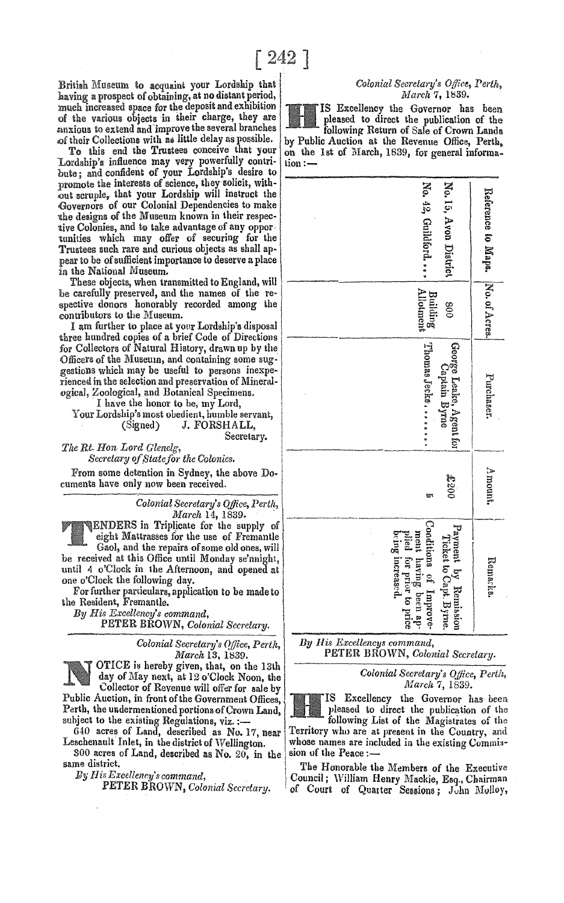British Museum to acquaint your Lordship that having a prospect of obtaining, at no distant period, much increased space for the deposit and exhibition of the various objects in their charge, they are anxious to extend and improve the several branches of their Collections with as little delay as possible.

To this end the Trustees conceive that your Lordship's influence may very powerfully contribute; and confident of your Lordship's desire to promote the interests of science, they solicit, without scruple, that your Lordship will instruct the Governors of our Colonial Dependencies to make the designs of the Museum known in their respective Colonies, and to take advantage of any opportunities which may offer of securing for the Trustees such rare and curious objects as shall appear to be of sufficient importance to deserve a place in the National Museum.

These objects, when transmitted to England, will be carefully preserved, and the names of the respective donors honorably recorded among the contributors to the Museum.

I am further to place at your Lordship's disposal three hundred copies of a brief Code of Directions for Collectors of Natural History, drawn up by the Officers of the Museum, and containing some suggestions which may be useful to persons inexperienced in the selection and preservation of Mineralogical, Zoological, and Botanical Specimens.

I have the honor to be, my Lord,
Your Lordship's most obedient, humble servant,
(Signed) J. FORSHALL,
Secretary.

*The Rt. Hon Lord Glenelg,*
*Secretary of State for the Colonies.*

From some detention in Sydney, the above Documents have only now been received.

---

*Colonial Secretary's Office, Perth,*
*March 14, 1839.*

TENDERS in Triplicate for the supply of eight Mattrasses for the use of Fremantle Gaol, and the repairs of some old ones, will be received at this Office until Monday se'nnight, until 4 o'Clock in the Afternoon, and opened at one o'Clock the following day.

For further particulars, application to be made to the Resident, Fremantle.

*By His Excellency's command,*
PETER BROWN, *Colonial Secretary.*

---

*Colonial Secretary's Office, Perth,*
*March 13, 1839.*

NOTICE is hereby given, that, on the 13th day of May next, at 12 o'Clock Noon, the Collector of Revenue will offer for sale by Public Auction, in front of the Government Offices, Perth, the undermentioned portions of Crown Land, subject to the existing Regulations, viz.:—

640 acres of Land, described as No. 17, near Leschenault Inlet, in the district of Wellington.

300 acres of Land, described as No. 20, in the same district.

*By His Excellency's command,*
PETER BROWN, *Colonial Secretary.*

---

*Colonial Secretary's Office, Perth,*
*March 7, 1839.*

HIS Excellency the Governor has been pleased to direct the publication of the following Return of Sale of Crown Lands by Public Auction at the Revenue Office, Perth, on the 1st of March, 1839, for general information:—

| Reference to Maps. | No. of Acres. | Purchaser. | Amount. | Remarks. |
|---|---|---|---|---|
| No. 15, Avon District | 800 | George Leake, Agent for Captain Byrne | £200 | Payment by Remission Ticket to Capt. Byrne. |
| No. 42, Guildford... | Building Allotment | Thomas Jecks....... | 5 | Conditions of Improvement having been applied for prior to price being increased. |

*By His Excellencys command,*
PETER BROWN, *Colonial Secretary.*

---

*Colonial Secretary's Office, Perth,*
*March 7, 1839.*

HIS Excellency the Governor has been pleased to direct the publication of the following List of the Magistrates of the Territory who are at present in the Country, and whose names are included in the existing Commission of the Peace:—

The Honorable the Members of the Executive Council; William Henry Mackie, Esq., Chairman of Court of Quarter Sessions; John Molloy,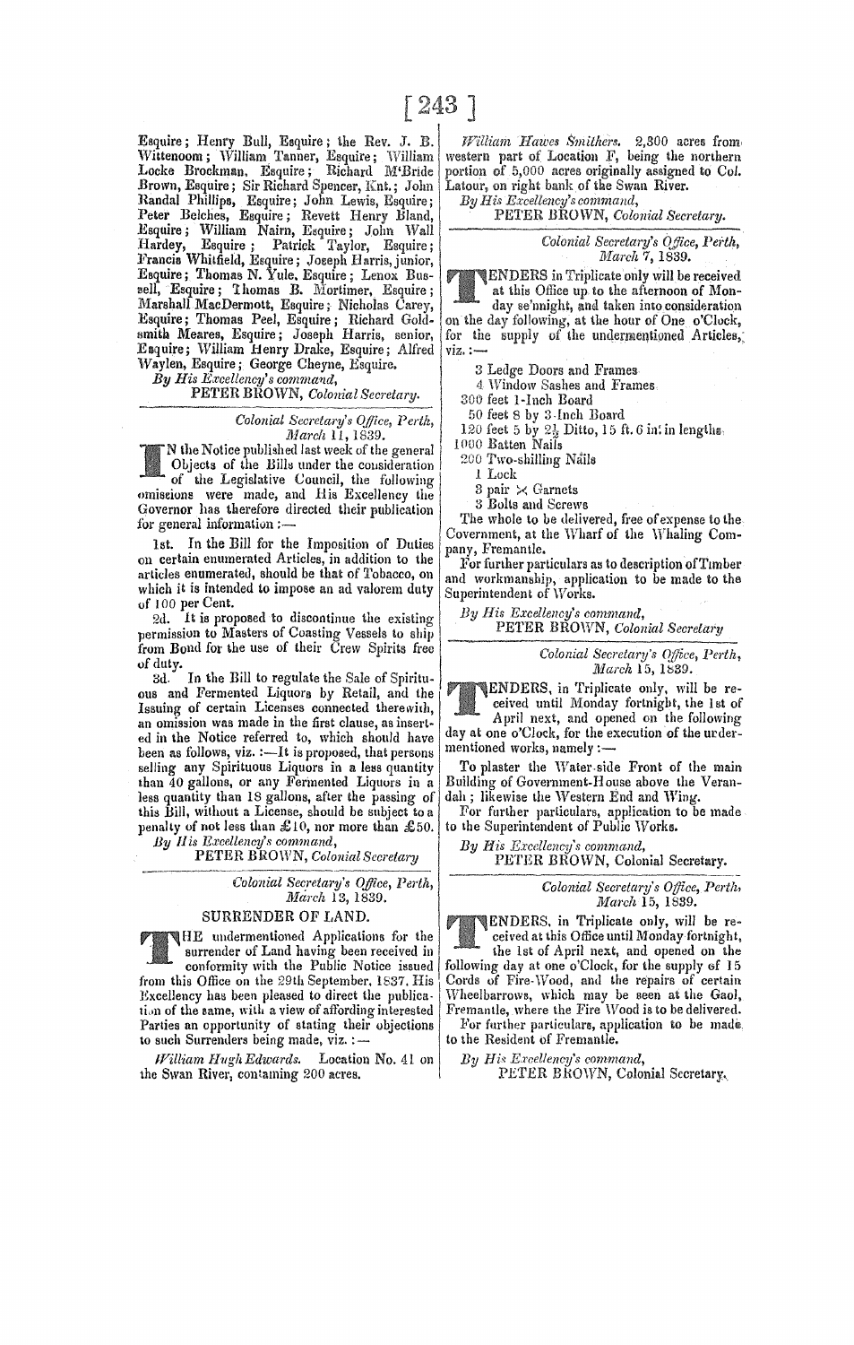Esquire; Henry Bull, Esquire; the Rev. J. B. Wittenoom; William Tanner, Esquire; William Locke Brockman, Esquire; Richard M'Bride Brown, Esquire; Sir Richard Spencer, Knt.; John Randal Phillips, Esquire; John Lewis, Esquire; Peter Belches, Esquire; Revett Henry Bland, Esquire; William Nairn, Esquire; John Wall Hardey, Esquire; Patrick Taylor, Esquire; Francis Whitfield, Esquire; Joseph Harris, junior, Esquire; Thomas N. Yule, Esquire; Lenox Bussell, Esquire; Thomas B. Mortimer, Esquire; Marshall MacDermott, Esquire; Nicholas Carey, Esquire; Thomas Peel, Esquire; Richard Goldsmith Meares, Esquire; Joseph Harris, senior, Esquire; William Henry Drake, Esquire; Alfred Waylen, Esquire; George Cheyne, Esquire.

*By His Excellency's command,*
PETER BROWN, *Colonial Secretary.*

---

*Colonial Secretary's Office, Perth,*
*March 11, 1839.*

IN the Notice published last week of the general Objects of the Bills under the consideration of the Legislative Council, the following omissions were made, and His Excellency the Governor has therefore directed their publication for general information:—

1st. In the Bill for the Imposition of Duties on certain enumerated Articles, in addition to the articles enumerated, should be that of Tobacco, on which it is intended to impose an ad valorem duty of 100 per Cent.

2d. It is proposed to discontinue the existing permission to Masters of Coasting Vessels to ship from Bond for the use of their Crew Spirits free of duty.

3d. In the Bill to regulate the Sale of Spirituous and Fermented Liquors by Retail, and the Issuing of certain Licenses connected therewith, an omission was made in the first clause, as inserted in the Notice referred to, which should have been as follows, viz.:—It is proposed, that persons selling any Spirituous Liquors in a less quantity than 40 gallons, or any Fermented Liquors in a less quantity than 18 gallons, after the passing of this Bill, without a License, should be subject to a penalty of not less than £10, nor more than £50.

*By His Excellency's command,*
PETER BROWN, *Colonial Secretary*

---

*Colonial Secretary's Office, Perth,*
*March 13, 1839.*

## SURRENDER OF LAND.

THE undermentioned Applications for the surrender of Land having been received in conformity with the Public Notice issued from this Office on the 29th September, 1837, His Excellency has been pleased to direct the publication of the same, with a view of affording interested Parties an opportunity of stating their objections to such Surrenders being made, viz.:—

*William Hugh Edwards.* Location No. 41 on the Swan River, containing 200 acres.

*William Hawes Smithers.* 2,300 acres from western part of Location F, being the northern portion of 5,000 acres originally assigned to Col. Latour, on right bank of the Swan River.

*By His Excellency's command,*
PETER BROWN, *Colonial Secretary.*

---

*Colonial Secretary's Office, Perth,*
*March 7, 1839.*

TENDERS in Triplicate only will be received at this Office up to the afternoon of Monday se'nnight, and taken into consideration on the day following, at the hour of One o'Clock, for the supply of the undermentioned Articles, viz.:—

3 Ledge Doors and Frames
4 Window Sashes and Frames
300 feet 1-Inch Board
50 feet 8 by 3-Inch Board
120 feet 5 by 2½ Ditto, 15 ft. 6 in. in lengths
1000 Batten Nails
200 Two-shilling Nails
1 Lock
3 pair ⋊ Garnets
3 Bolts and Screws

The whole to be delivered, free of expense to the Government, at the Wharf of the Whaling Company, Fremantle.

For further particulars as to description of Timber and workmanship, application to be made to the Superintendent of Works.

*By His Excellency's command,*
PETER BROWN, *Colonial Secretary*

---

*Colonial Secretary's Office, Perth,*
*March 15, 1839.*

TENDERS, in Triplicate only, will be received until Monday fortnight, the 1st of April next, and opened on the following day at one o'Clock, for the execution of the undermentioned works, namely:—

To plaster the Water-side Front of the main Building of Government-House above the Verandah; likewise the Western End and Wing.

For further particulars, application to be made to the Superintendent of Public Works.

*By His Excellency's command,*
PETER BROWN, Colonial Secretary.

---

*Colonial Secretary's Office, Perth,*
*March 15, 1839.*

TENDERS, in Triplicate only, will be received at this Office until Monday fortnight, the 1st of April next, and opened on the following day at one o'Clock, for the supply of 15 Cords of Fire-Wood, and the repairs of certain Wheelbarrows, which may be seen at the Gaol, Fremantle, where the Fire Wood is to be delivered.

For further particulars, application to be made to the Resident of Fremantle.

*By His Excellency's command,*
PETER BROWN, Colonial Secretary.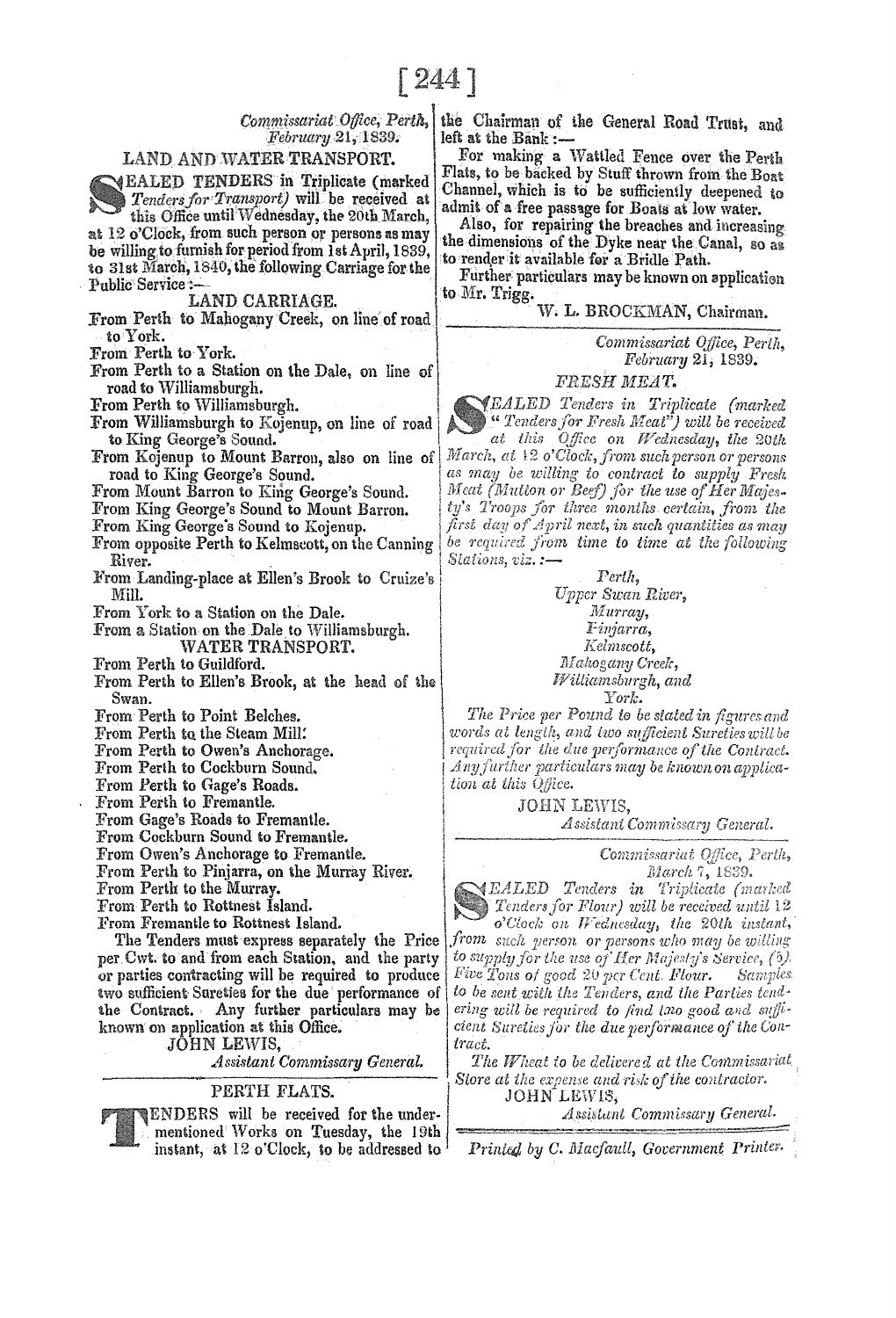*Commissariat Office, Perth, February 21, 1839.*

## LAND AND WATER TRANSPORT.

SEALED TENDERS in Triplicate (marked *Tenders for Transport*) will be received at this Office until Wednesday, the 20th March, at 12 o'Clock, from such person or persons as may be willing to furnish for period from 1st April, 1839, to 31st March, 1840, the following Carriage for the Public Service :—

### LAND CARRIAGE.

From Perth to Mahogany Creek, on line of road to York.
From Perth to York.
From Perth to a Station on the Dale, on line of road to Williamsburgh.
From Perth to Williamsburgh.
From Williamsburgh to Kojenup, on line of road to King George's Sound.
From Kojenup to Mount Barron, also on line of road to King George's Sound.
From Mount Barron to King George's Sound.
From King George's Sound to Mount Barron.
From King George's Sound to Kojenup.
From opposite Perth to Kelmscott, on the Canning River.
From Landing-place at Ellen's Brook to Cruize's Mill.
From York to a Station on the Dale.
From a Station on the Dale to Williamsburgh.

### WATER TRANSPORT.

From Perth to Guildford.
From Perth to Ellen's Brook, at the head of the Swan.
From Perth to Point Belches.
From Perth to the Steam Mill.
From Perth to Owen's Anchorage.
From Perth to Cockburn Sound.
From Perth to Gage's Roads.
From Perth to Fremantle.
From Gage's Roads to Fremantle.
From Cockburn Sound to Fremantle.
From Owen's Anchorage to Fremantle.
From Perth to Pinjarra, on the Murray River.
From Perth to the Murray.
From Perth to Rottnest Island.
From Fremantle to Rottnest Island.

The Tenders must express separately the Price per Cwt. to and from each Station, and the party or parties contracting will be required to produce two sufficient Sureties for the due performance of the Contract. Any further particulars may be known on application at this Office.

JOHN LEWIS,
*Assistant Commissary General.*

---

## PERTH FLATS.

TENDERS will be received for the under-mentioned Works on Tuesday, the 19th instant, at 12 o'Clock, to be addressed to the Chairman of the General Road Trust, and left at the Bank :—

For making a Wattled Fence over the Perth Flats, to be backed by Stuff thrown from the Boat Channel, which is to be sufficiently deepened to admit of a free passage for Boats at low water.

Also, for repairing the breaches and increasing the dimensions of the Dyke near the Canal, so as to render it available for a Bridle Path.

Further particulars may be known on application to Mr. Trigg.

W. L. BROCKMAN, Chairman.

---

*Commissariat Office, Perth, February 21, 1839.*

## *FRESH MEAT.*

*SEALED Tenders in Triplicate (marked "Tenders for Fresh Meat") will be received at this Office on Wednesday, the 20th March, at 12 o'Clock, from such person or persons as may be willing to contract to supply Fresh Meat (Mutton or Beef) for the use of Her Majesty's Troops for three months certain, from the first day of April next, in such quantities as may be required from time to time at the following Stations, viz. :—*

*Perth,*
*Upper Swan River,*
*Murray,*
*Pinjarra,*
*Kelmscott,*
*Mahogany Creek,*
*Williamsburgh, and*
*York.*

*The Price per Pound to be stated in figures and words at length, and two sufficient Sureties will be required for the due performance of the Contract. Any further particulars may be known on application at this Office.*

JOHN LEWIS,
*Assistant Commissary General.*

---

*Commissariat Office, Perth, March 7, 1839.*

*SEALED Tenders in Triplicate (marked Tenders for Flour) will be received until 12 o'Clock on Wednesday, the 20th instant, from such person or persons who may be willing to supply for the use of Her Majesty's Service, (5) Five Tons of good 20 per Cent. Flour. Samples to be sent with the Tenders, and the Parties tendering will be required to find two good and sufficient Sureties for the due performance of the Contract.*

*The Wheat to be delivered at the Commissariat Store at the expense and risk of the contractor.*

JOHN LEWIS,
*Assistant Commissary General.*

---

*Printed by C. Macfaull, Government Printer.*